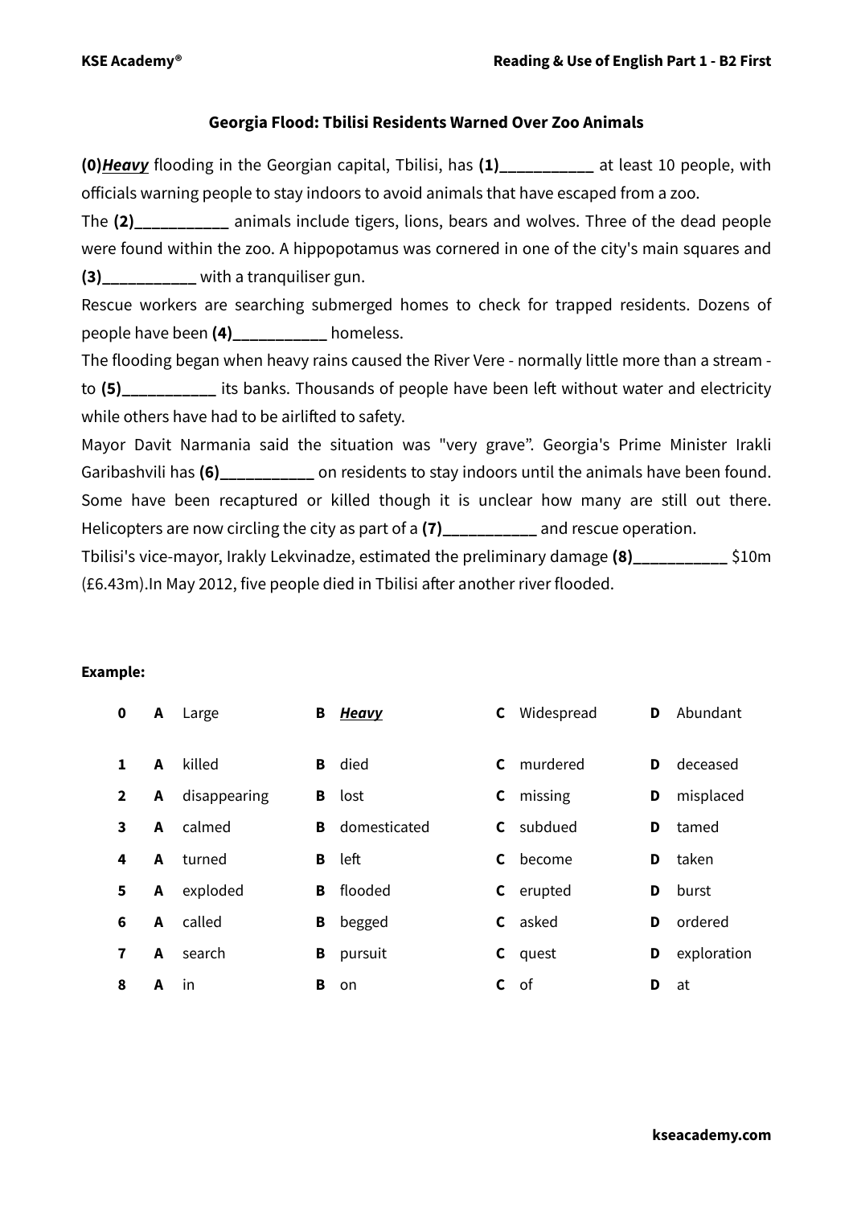## Georgia Flood: Tbilisi Residents Warned Over Zoo Animals

**(0)*__Heavy__*** flooding in the Georgian capital, Tbilisi, has **(1)___________** at least 10 people, with officials warning people to stay indoors to avoid animals that have escaped from a zoo.

The **(2)___________** animals include tigers, lions, bears and wolves. Three of the dead people were found within the zoo. A hippopotamus was cornered in one of the city's main squares and **(3)___________** with a tranquiliser gun.

Rescue workers are searching submerged homes to check for trapped residents. Dozens of people have been **(4)___________** homeless.

The flooding began when heavy rains caused the River Vere - normally little more than a stream - to **(5)___________** its banks. Thousands of people have been left without water and electricity while others have had to be airlifted to safety.

Mayor Davit Narmania said the situation was "very grave". Georgia's Prime Minister Irakli Garibashvili has **(6)___________** on residents to stay indoors until the animals have been found. Some have been recaptured or killed though it is unclear how many are still out there. Helicopters are now circling the city as part of a **(7)___________** and rescue operation.

Tbilisi's vice-mayor, Irakly Lekvinadze, estimated the preliminary damage **(8)___________** $10m (£6.43m).In May 2012, five people died in Tbilisi after another river flooded.

**Example:**

| | | | | | | | | |
|---|---|---|---|---|---|---|---|---|
| **0** | **A** | Large | **B** | ***__Heavy__*** | **C** | Widespread | **D** | Abundant |
| **1** | **A** | killed | **B** | died | **C** | murdered | **D** | deceased |
| **2** | **A** | disappearing | **B** | lost | **C** | missing | **D** | misplaced |
| **3** | **A** | calmed | **B** | domesticated | **C** | subdued | **D** | tamed |
| **4** | **A** | turned | **B** | left | **C** | become | **D** | taken |
| **5** | **A** | exploded | **B** | flooded | **C** | erupted | **D** | burst |
| **6** | **A** | called | **B** | begged | **C** | asked | **D** | ordered |
| **7** | **A** | search | **B** | pursuit | **C** | quest | **D** | exploration |
| **8** | **A** | in | **B** | on | **C** | of | **D** | at |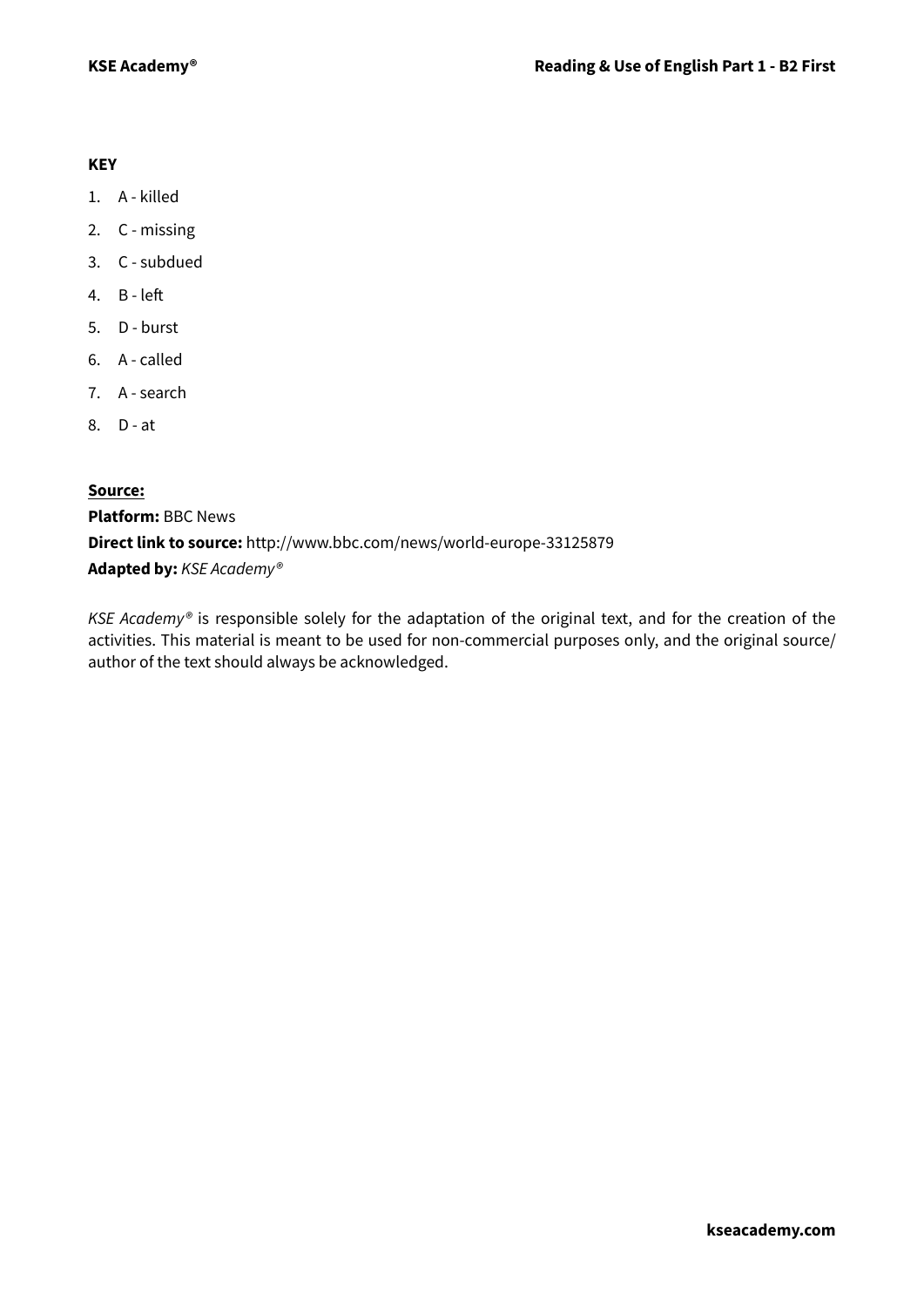**KEY**

1. A - killed
2. C - missing
3. C - subdued
4. B - left
5. D - burst
6. A - called
7. A - search
8. D - at

**Source:**

**Platform:** BBC News

**Direct link to source:** http://www.bbc.com/news/world-europe-33125879

**Adapted by:** *KSE Academy®*

*KSE Academy®* is responsible solely for the adaptation of the original text, and for the creation of the activities. This material is meant to be used for non-commercial purposes only, and the original source/author of the text should always be acknowledged.